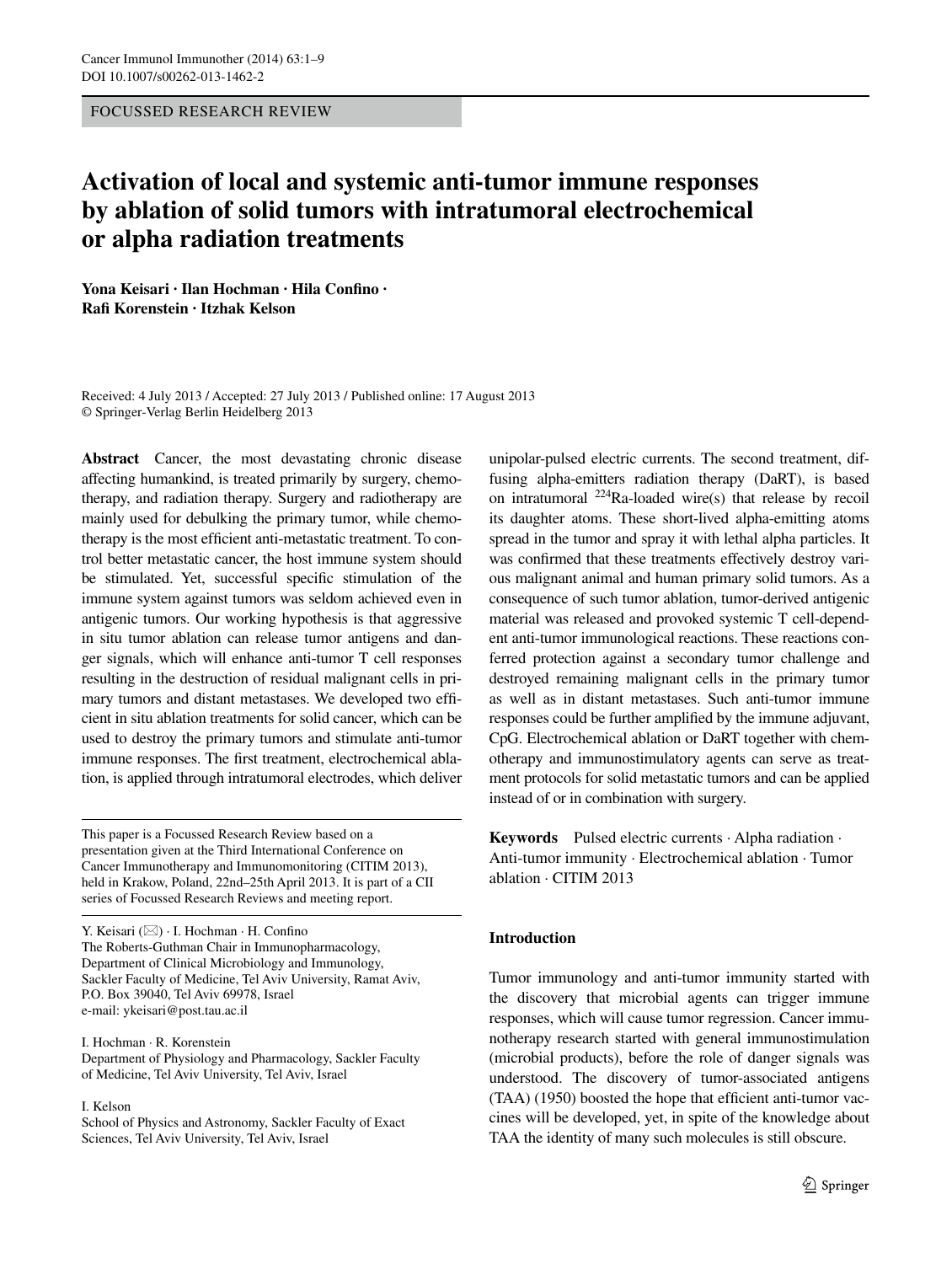FOCUSSED RESEARCH REVIEW

# Activation of local and systemic anti-tumor immune responses by ablation of solid tumors with intratumoral electrochemical or alpha radiation treatments

**Yona Keisari · Ilan Hochman · Hila Confino · Rafi Korenstein · Itzhak Kelson**

Received: 4 July 2013 / Accepted: 27 July 2013 / Published online: 17 August 2013
© Springer-Verlag Berlin Heidelberg 2013

**Abstract** Cancer, the most devastating chronic disease affecting humankind, is treated primarily by surgery, chemotherapy, and radiation therapy. Surgery and radiotherapy are mainly used for debulking the primary tumor, while chemotherapy is the most efficient anti-metastatic treatment. To control better metastatic cancer, the host immune system should be stimulated. Yet, successful specific stimulation of the immune system against tumors was seldom achieved even in antigenic tumors. Our working hypothesis is that aggressive in situ tumor ablation can release tumor antigens and danger signals, which will enhance anti-tumor T cell responses resulting in the destruction of residual malignant cells in primary tumors and distant metastases. We developed two efficient in situ ablation treatments for solid cancer, which can be used to destroy the primary tumors and stimulate anti-tumor immune responses. The first treatment, electrochemical ablation, is applied through intratumoral electrodes, which deliver unipolar-pulsed electric currents. The second treatment, diffusing alpha-emitters radiation therapy (DaRT), is based on intratumoral $^{224}$Ra-loaded wire(s) that release by recoil its daughter atoms. These short-lived alpha-emitting atoms spread in the tumor and spray it with lethal alpha particles. It was confirmed that these treatments effectively destroy various malignant animal and human primary solid tumors. As a consequence of such tumor ablation, tumor-derived antigenic material was released and provoked systemic T cell-dependent anti-tumor immunological reactions. These reactions conferred protection against a secondary tumor challenge and destroyed remaining malignant cells in the primary tumor as well as in distant metastases. Such anti-tumor immune responses could be further amplified by the immune adjuvant, CpG. Electrochemical ablation or DaRT together with chemotherapy and immunostimulatory agents can serve as treatment protocols for solid metastatic tumors and can be applied instead of or in combination with surgery.

**Keywords** Pulsed electric currents · Alpha radiation · Anti-tumor immunity · Electrochemical ablation · Tumor ablation · CITIM 2013

This paper is a Focussed Research Review based on a presentation given at the Third International Conference on Cancer Immunotherapy and Immunomonitoring (CITIM 2013), held in Krakow, Poland, 22nd–25th April 2013. It is part of a CII series of Focussed Research Reviews and meeting report.

Y. Keisari (✉) · I. Hochman · H. Confino
The Roberts-Guthman Chair in Immunopharmacology, Department of Clinical Microbiology and Immunology, Sackler Faculty of Medicine, Tel Aviv University, Ramat Aviv, P.O. Box 39040, Tel Aviv 69978, Israel
e-mail: ykeisari@post.tau.ac.il

I. Hochman · R. Korenstein
Department of Physiology and Pharmacology, Sackler Faculty of Medicine, Tel Aviv University, Tel Aviv, Israel

I. Kelson
School of Physics and Astronomy, Sackler Faculty of Exact Sciences, Tel Aviv University, Tel Aviv, Israel

## Introduction

Tumor immunology and anti-tumor immunity started with the discovery that microbial agents can trigger immune responses, which will cause tumor regression. Cancer immunotherapy research started with general immunostimulation (microbial products), before the role of danger signals was understood. The discovery of tumor-associated antigens (TAA) (1950) boosted the hope that efficient anti-tumor vaccines will be developed, yet, in spite of the knowledge about TAA the identity of many such molecules is still obscure.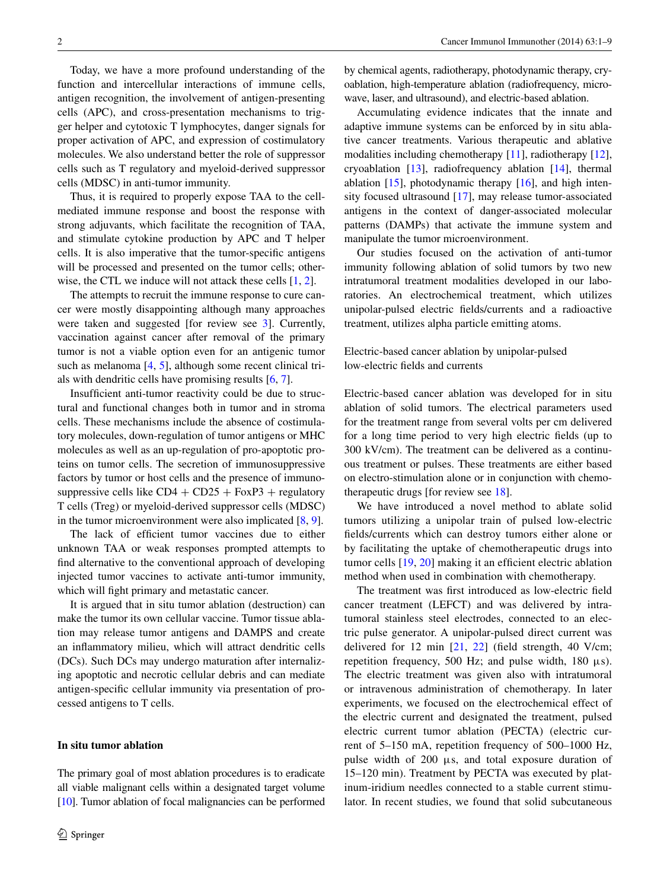Today, we have a more profound understanding of the function and intercellular interactions of immune cells, antigen recognition, the involvement of antigen-presenting cells (APC), and cross-presentation mechanisms to trigger helper and cytotoxic T lymphocytes, danger signals for proper activation of APC, and expression of costimulatory molecules. We also understand better the role of suppressor cells such as T regulatory and myeloid-derived suppressor cells (MDSC) in anti-tumor immunity.

Thus, it is required to properly expose TAA to the cell-mediated immune response and boost the response with strong adjuvants, which facilitate the recognition of TAA, and stimulate cytokine production by APC and T helper cells. It is also imperative that the tumor-specific antigens will be processed and presented on the tumor cells; otherwise, the CTL we induce will not attack these cells [1, 2].

The attempts to recruit the immune response to cure cancer were mostly disappointing although many approaches were taken and suggested [for review see 3]. Currently, vaccination against cancer after removal of the primary tumor is not a viable option even for an antigenic tumor such as melanoma [4, 5], although some recent clinical trials with dendritic cells have promising results [6, 7].

Insufficient anti-tumor reactivity could be due to structural and functional changes both in tumor and in stroma cells. These mechanisms include the absence of costimulatory molecules, down-regulation of tumor antigens or MHC molecules as well as an up-regulation of pro-apoptotic proteins on tumor cells. The secretion of immunosuppressive factors by tumor or host cells and the presence of immunosuppressive cells like CD4 + CD25 + FoxP3 + regulatory T cells (Treg) or myeloid-derived suppressor cells (MDSC) in the tumor microenvironment were also implicated [8, 9].

The lack of efficient tumor vaccines due to either unknown TAA or weak responses prompted attempts to find alternative to the conventional approach of developing injected tumor vaccines to activate anti-tumor immunity, which will fight primary and metastatic cancer.

It is argued that in situ tumor ablation (destruction) can make the tumor its own cellular vaccine. Tumor tissue ablation may release tumor antigens and DAMPS and create an inflammatory milieu, which will attract dendritic cells (DCs). Such DCs may undergo maturation after internalizing apoptotic and necrotic cellular debris and can mediate antigen-specific cellular immunity via presentation of processed antigens to T cells.

## In situ tumor ablation

The primary goal of most ablation procedures is to eradicate all viable malignant cells within a designated target volume [10]. Tumor ablation of focal malignancies can be performed by chemical agents, radiotherapy, photodynamic therapy, cryoablation, high-temperature ablation (radiofrequency, microwave, laser, and ultrasound), and electric-based ablation.

Accumulating evidence indicates that the innate and adaptive immune systems can be enforced by in situ ablative cancer treatments. Various therapeutic and ablative modalities including chemotherapy [11], radiotherapy [12], cryoablation [13], radiofrequency ablation [14], thermal ablation [15], photodynamic therapy [16], and high intensity focused ultrasound [17], may release tumor-associated antigens in the context of danger-associated molecular patterns (DAMPs) that activate the immune system and manipulate the tumor microenvironment.

Our studies focused on the activation of anti-tumor immunity following ablation of solid tumors by two new intratumoral treatment modalities developed in our laboratories. An electrochemical treatment, which utilizes unipolar-pulsed electric fields/currents and a radioactive treatment, utilizes alpha particle emitting atoms.

## Electric-based cancer ablation by unipolar-pulsed low-electric fields and currents

Electric-based cancer ablation was developed for in situ ablation of solid tumors. The electrical parameters used for the treatment range from several volts per cm delivered for a long time period to very high electric fields (up to 300 kV/cm). The treatment can be delivered as a continuous treatment or pulses. These treatments are either based on electro-stimulation alone or in conjunction with chemotherapeutic drugs [for review see 18].

We have introduced a novel method to ablate solid tumors utilizing a unipolar train of pulsed low-electric fields/currents which can destroy tumors either alone or by facilitating the uptake of chemotherapeutic drugs into tumor cells [19, 20] making it an efficient electric ablation method when used in combination with chemotherapy.

The treatment was first introduced as low-electric field cancer treatment (LEFCT) and was delivered by intratumoral stainless steel electrodes, connected to an electric pulse generator. A unipolar-pulsed direct current was delivered for 12 min [21, 22] (field strength, 40 V/cm; repetition frequency, 500 Hz; and pulse width, 180 µs). The electric treatment was given also with intratumoral or intravenous administration of chemotherapy. In later experiments, we focused on the electrochemical effect of the electric current and designated the treatment, pulsed electric current tumor ablation (PECTA) (electric current of 5–150 mA, repetition frequency of 500–1000 Hz, pulse width of 200 µs, and total exposure duration of 15–120 min). Treatment by PECTA was executed by platinum-iridium needles connected to a stable current stimulator. In recent studies, we found that solid subcutaneous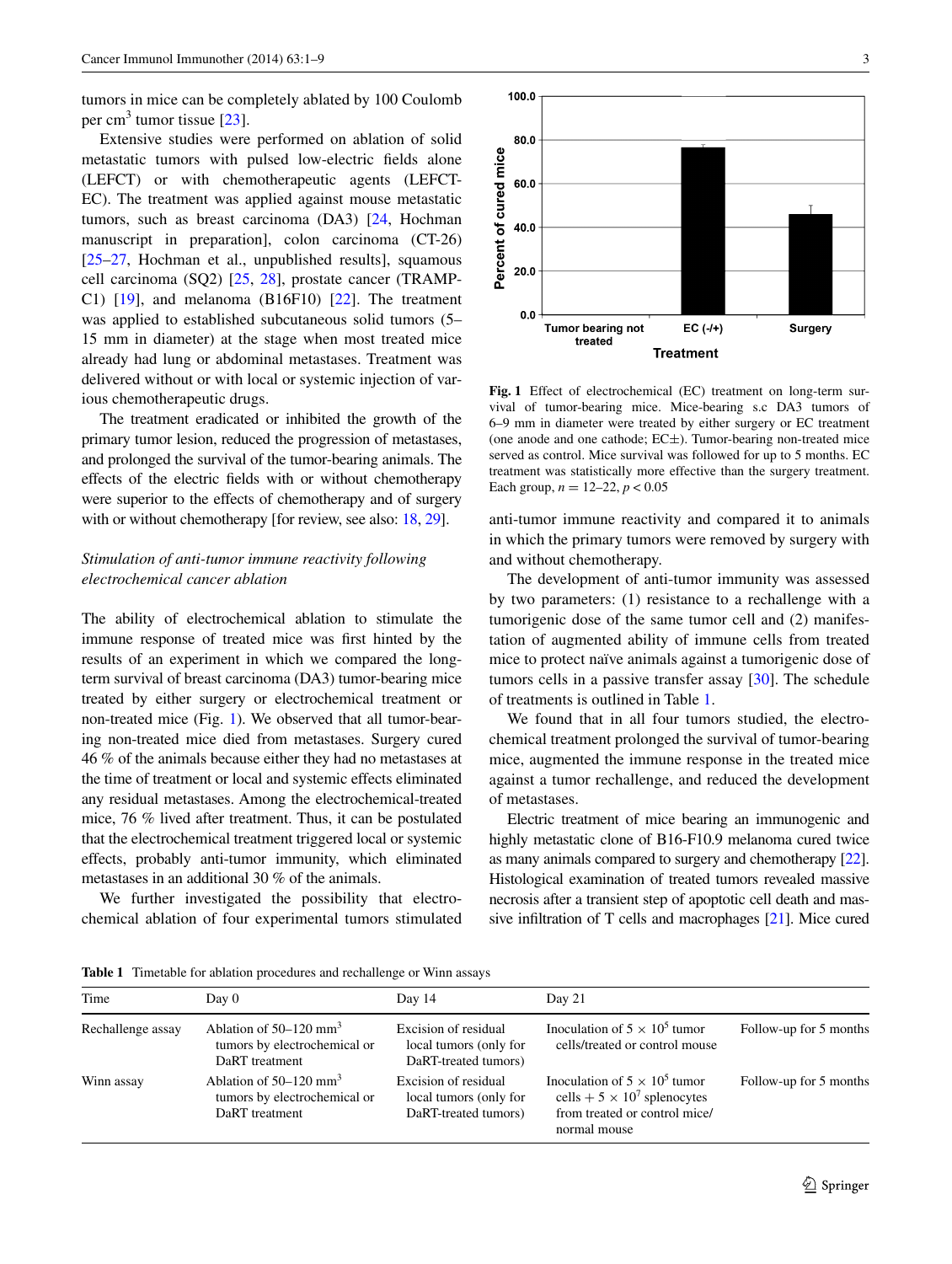tumors in mice can be completely ablated by 100 Coulomb per cm$^3$ tumor tissue [23].

Extensive studies were performed on ablation of solid metastatic tumors with pulsed low-electric fields alone (LEFCT) or with chemotherapeutic agents (LEFCT-EC). The treatment was applied against mouse metastatic tumors, such as breast carcinoma (DA3) [24, Hochman manuscript in preparation], colon carcinoma (CT-26) [25–27, Hochman et al., unpublished results], squamous cell carcinoma (SQ2) [25, 28], prostate cancer (TRAMP-C1) [19], and melanoma (B16F10) [22]. The treatment was applied to established subcutaneous solid tumors (5–15 mm in diameter) at the stage when most treated mice already had lung or abdominal metastases. Treatment was delivered without or with local or systemic injection of various chemotherapeutic drugs.

The treatment eradicated or inhibited the growth of the primary tumor lesion, reduced the progression of metastases, and prolonged the survival of the tumor-bearing animals. The effects of the electric fields with or without chemotherapy were superior to the effects of chemotherapy and of surgery with or without chemotherapy [for review, see also: 18, 29].

*Stimulation of anti-tumor immune reactivity following electrochemical cancer ablation*

The ability of electrochemical ablation to stimulate the immune response of treated mice was first hinted by the results of an experiment in which we compared the long-term survival of breast carcinoma (DA3) tumor-bearing mice treated by either surgery or electrochemical treatment or non-treated mice (Fig. 1). We observed that all tumor-bearing non-treated mice died from metastases. Surgery cured 46 % of the animals because either they had no metastases at the time of treatment or local and systemic effects eliminated any residual metastases. Among the electrochemical-treated mice, 76 % lived after treatment. Thus, it can be postulated that the electrochemical treatment triggered local or systemic effects, probably anti-tumor immunity, which eliminated metastases in an additional 30 % of the animals.

We further investigated the possibility that electrochemical ablation of four experimental tumors stimulated anti-tumor immune reactivity and compared it to animals in which the primary tumors were removed by surgery with and without chemotherapy.

**Fig. 1** Effect of electrochemical (EC) treatment on long-term survival of tumor-bearing mice. Mice-bearing s.c DA3 tumors of 6–9 mm in diameter were treated by either surgery or EC treatment (one anode and one cathode; EC±). Tumor-bearing non-treated mice served as control. Mice survival was followed for up to 5 months. EC treatment was statistically more effective than the surgery treatment. Each group, $n = 12$–$22$, $p < 0.05$

The development of anti-tumor immunity was assessed by two parameters: (1) resistance to a rechallenge with a tumorigenic dose of the same tumor cell and (2) manifestation of augmented ability of immune cells from treated mice to protect naïve animals against a tumorigenic dose of tumors cells in a passive transfer assay [30]. The schedule of treatments is outlined in Table 1.

We found that in all four tumors studied, the electrochemical treatment prolonged the survival of tumor-bearing mice, augmented the immune response in the treated mice against a tumor rechallenge, and reduced the development of metastases.

Electric treatment of mice bearing an immunogenic and highly metastatic clone of B16-F10.9 melanoma cured twice as many animals compared to surgery and chemotherapy [22]. Histological examination of treated tumors revealed massive necrosis after a transient step of apoptotic cell death and massive infiltration of T cells and macrophages [21]. Mice cured

**Table 1** Timetable for ablation procedures and rechallenge or Winn assays

| Time | Day 0 | Day 14 | Day 21 | |
|---|---|---|---|---|
| Rechallenge assay | Ablation of 50–120 mm$^3$ tumors by electrochemical or DaRT treatment | Excision of residual local tumors (only for DaRT-treated tumors) | Inoculation of $5 \times 10^5$ tumor cells/treated or control mouse | Follow-up for 5 months |
| Winn assay | Ablation of 50–120 mm$^3$ tumors by electrochemical or DaRT treatment | Excision of residual local tumors (only for DaRT-treated tumors) | Inoculation of $5 \times 10^5$ tumor cells + $5 \times 10^7$ splenocytes from treated or control mice/normal mouse | Follow-up for 5 months |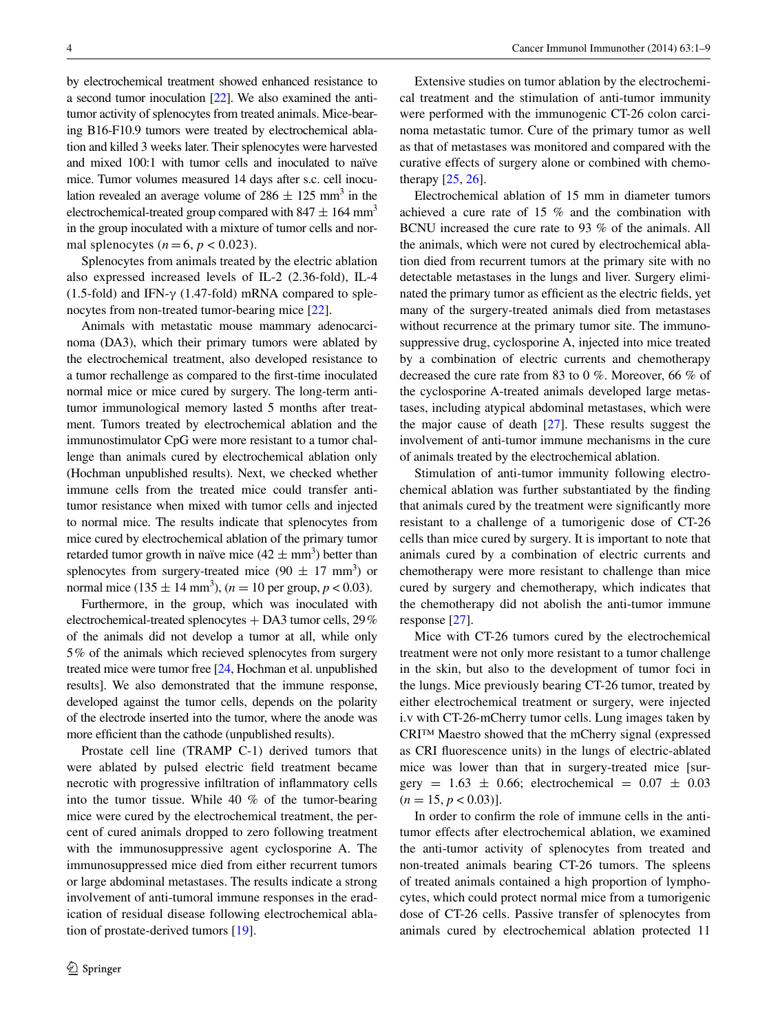by electrochemical treatment showed enhanced resistance to a second tumor inoculation [22]. We also examined the anti-tumor activity of splenocytes from treated animals. Mice-bearing B16-F10.9 tumors were treated by electrochemical ablation and killed 3 weeks later. Their splenocytes were harvested and mixed 100:1 with tumor cells and inoculated to naïve mice. Tumor volumes measured 14 days after s.c. cell inoculation revealed an average volume of $286 \pm 125$ mm$^3$ in the electrochemical-treated group compared with $847 \pm 164$ mm$^3$ in the group inoculated with a mixture of tumor cells and normal splenocytes ($n = 6$, $p < 0.023$).

Splenocytes from animals treated by the electric ablation also expressed increased levels of IL-2 (2.36-fold), IL-4 (1.5-fold) and IFN-$\gamma$ (1.47-fold) mRNA compared to splenocytes from non-treated tumor-bearing mice [22].

Animals with metastatic mouse mammary adenocarcinoma (DA3), which their primary tumors were ablated by the electrochemical treatment, also developed resistance to a tumor rechallenge as compared to the first-time inoculated normal mice or mice cured by surgery. The long-term anti-tumor immunological memory lasted 5 months after treatment. Tumors treated by electrochemical ablation and the immunostimulator CpG were more resistant to a tumor challenge than animals cured by electrochemical ablation only (Hochman unpublished results). Next, we checked whether immune cells from the treated mice could transfer anti-tumor resistance when mixed with tumor cells and injected to normal mice. The results indicate that splenocytes from mice cured by electrochemical ablation of the primary tumor retarded tumor growth in naïve mice ($42 \pm$ mm$^3$) better than splenocytes from surgery-treated mice ($90 \pm 17$ mm$^3$) or normal mice ($135 \pm 14$ mm$^3$), ($n = 10$ per group, $p < 0.03$).

Furthermore, in the group, which was inoculated with electrochemical-treated splenocytes + DA3 tumor cells, 29% of the animals did not develop a tumor at all, while only 5% of the animals which recieved splenocytes from surgery treated mice were tumor free [24, Hochman et al. unpublished results]. We also demonstrated that the immune response, developed against the tumor cells, depends on the polarity of the electrode inserted into the tumor, where the anode was more efficient than the cathode (unpublished results).

Prostate cell line (TRAMP C-1) derived tumors that were ablated by pulsed electric field treatment became necrotic with progressive infiltration of inflammatory cells into the tumor tissue. While 40 % of the tumor-bearing mice were cured by the electrochemical treatment, the percent of cured animals dropped to zero following treatment with the immunosuppressive agent cyclosporine A. The immunosuppressed mice died from either recurrent tumors or large abdominal metastases. The results indicate a strong involvement of anti-tumoral immune responses in the eradication of residual disease following electrochemical ablation of prostate-derived tumors [19].

Extensive studies on tumor ablation by the electrochemical treatment and the stimulation of anti-tumor immunity were performed with the immunogenic CT-26 colon carcinoma metastatic tumor. Cure of the primary tumor as well as that of metastases was monitored and compared with the curative effects of surgery alone or combined with chemotherapy [25, 26].

Electrochemical ablation of 15 mm in diameter tumors achieved a cure rate of 15 % and the combination with BCNU increased the cure rate to 93 % of the animals. All the animals, which were not cured by electrochemical ablation died from recurrent tumors at the primary site with no detectable metastases in the lungs and liver. Surgery eliminated the primary tumor as efficient as the electric fields, yet many of the surgery-treated animals died from metastases without recurrence at the primary tumor site. The immunosuppressive drug, cyclosporine A, injected into mice treated by a combination of electric currents and chemotherapy decreased the cure rate from 83 to 0 %. Moreover, 66 % of the cyclosporine A-treated animals developed large metastases, including atypical abdominal metastases, which were the major cause of death [27]. These results suggest the involvement of anti-tumor immune mechanisms in the cure of animals treated by the electrochemical ablation.

Stimulation of anti-tumor immunity following electrochemical ablation was further substantiated by the finding that animals cured by the treatment were significantly more resistant to a challenge of a tumorigenic dose of CT-26 cells than mice cured by surgery. It is important to note that animals cured by a combination of electric currents and chemotherapy were more resistant to challenge than mice cured by surgery and chemotherapy, which indicates that the chemotherapy did not abolish the anti-tumor immune response [27].

Mice with CT-26 tumors cured by the electrochemical treatment were not only more resistant to a tumor challenge in the skin, but also to the development of tumor foci in the lungs. Mice previously bearing CT-26 tumor, treated by either electrochemical treatment or surgery, were injected i.v with CT-26-mCherry tumor cells. Lung images taken by CRI™ Maestro showed that the mCherry signal (expressed as CRI fluorescence units) in the lungs of electric-ablated mice was lower than that in surgery-treated mice [surgery = $1.63 \pm 0.66$; electrochemical = $0.07 \pm 0.03$ ($n = 15$, $p < 0.03$)].

In order to confirm the role of immune cells in the anti-tumor effects after electrochemical ablation, we examined the anti-tumor activity of splenocytes from treated and non-treated animals bearing CT-26 tumors. The spleens of treated animals contained a high proportion of lymphocytes, which could protect normal mice from a tumorigenic dose of CT-26 cells. Passive transfer of splenocytes from animals cured by electrochemical ablation protected 11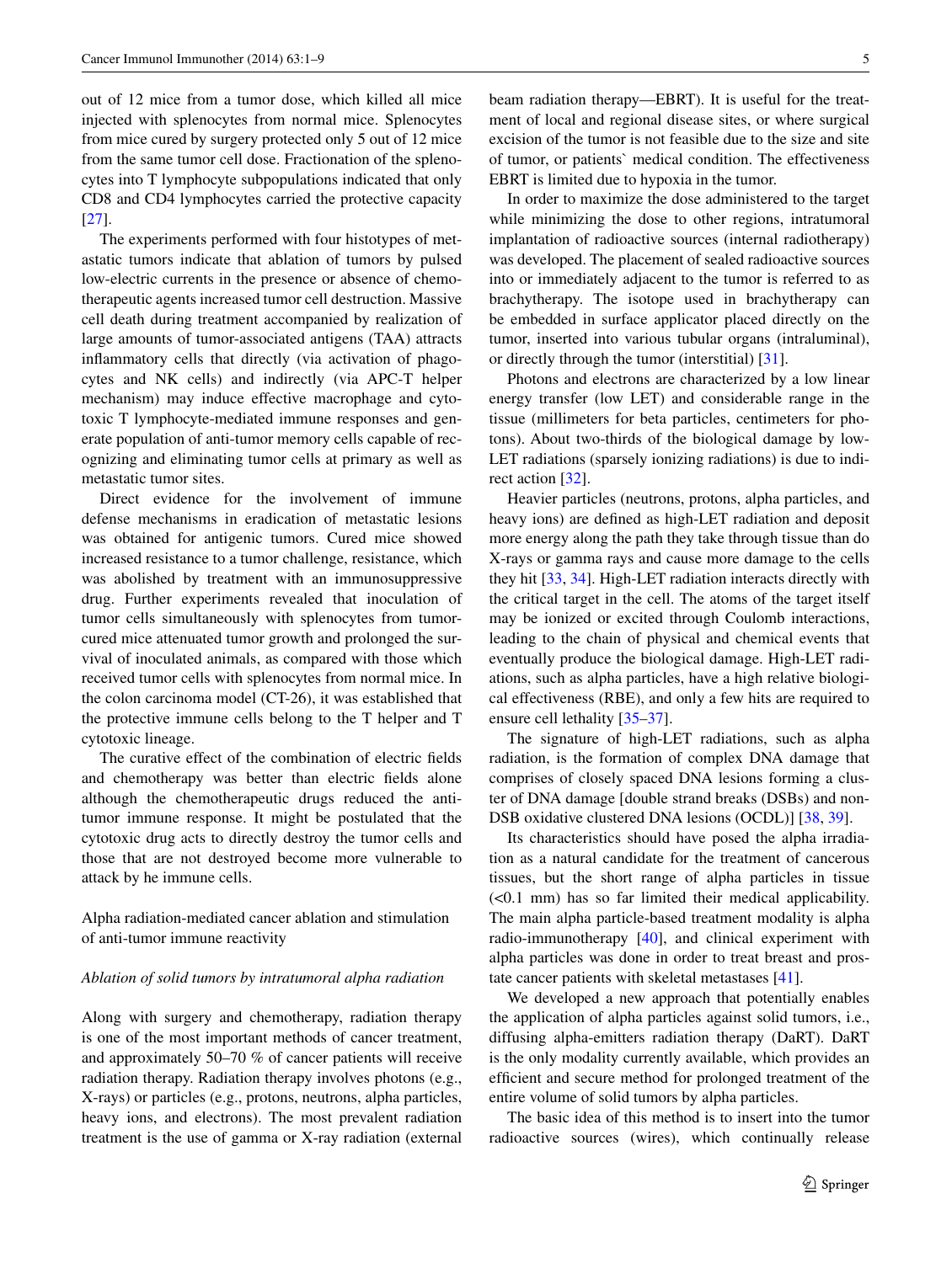out of 12 mice from a tumor dose, which killed all mice injected with splenocytes from normal mice. Splenocytes from mice cured by surgery protected only 5 out of 12 mice from the same tumor cell dose. Fractionation of the splenocytes into T lymphocyte subpopulations indicated that only CD8 and CD4 lymphocytes carried the protective capacity [27].

The experiments performed with four histotypes of metastatic tumors indicate that ablation of tumors by pulsed low-electric currents in the presence or absence of chemotherapeutic agents increased tumor cell destruction. Massive cell death during treatment accompanied by realization of large amounts of tumor-associated antigens (TAA) attracts inflammatory cells that directly (via activation of phagocytes and NK cells) and indirectly (via APC-T helper mechanism) may induce effective macrophage and cytotoxic T lymphocyte-mediated immune responses and generate population of anti-tumor memory cells capable of recognizing and eliminating tumor cells at primary as well as metastatic tumor sites.

Direct evidence for the involvement of immune defense mechanisms in eradication of metastatic lesions was obtained for antigenic tumors. Cured mice showed increased resistance to a tumor challenge, resistance, which was abolished by treatment with an immunosuppressive drug. Further experiments revealed that inoculation of tumor cells simultaneously with splenocytes from tumor-cured mice attenuated tumor growth and prolonged the survival of inoculated animals, as compared with those which received tumor cells with splenocytes from normal mice. In the colon carcinoma model (CT-26), it was established that the protective immune cells belong to the T helper and T cytotoxic lineage.

The curative effect of the combination of electric fields and chemotherapy was better than electric fields alone although the chemotherapeutic drugs reduced the anti-tumor immune response. It might be postulated that the cytotoxic drug acts to directly destroy the tumor cells and those that are not destroyed become more vulnerable to attack by he immune cells.

## Alpha radiation-mediated cancer ablation and stimulation of anti-tumor immune reactivity

### *Ablation of solid tumors by intratumoral alpha radiation*

Along with surgery and chemotherapy, radiation therapy is one of the most important methods of cancer treatment, and approximately 50–70 % of cancer patients will receive radiation therapy. Radiation therapy involves photons (e.g., X-rays) or particles (e.g., protons, neutrons, alpha particles, heavy ions, and electrons). The most prevalent radiation treatment is the use of gamma or X-ray radiation (external beam radiation therapy—EBRT). It is useful for the treatment of local and regional disease sites, or where surgical excision of the tumor is not feasible due to the size and site of tumor, or patients` medical condition. The effectiveness EBRT is limited due to hypoxia in the tumor.

In order to maximize the dose administered to the target while minimizing the dose to other regions, intratumoral implantation of radioactive sources (internal radiotherapy) was developed. The placement of sealed radioactive sources into or immediately adjacent to the tumor is referred to as brachytherapy. The isotope used in brachytherapy can be embedded in surface applicator placed directly on the tumor, inserted into various tubular organs (intraluminal), or directly through the tumor (interstitial) [31].

Photons and electrons are characterized by a low linear energy transfer (low LET) and considerable range in the tissue (millimeters for beta particles, centimeters for photons). About two-thirds of the biological damage by low-LET radiations (sparsely ionizing radiations) is due to indirect action [32].

Heavier particles (neutrons, protons, alpha particles, and heavy ions) are defined as high-LET radiation and deposit more energy along the path they take through tissue than do X-rays or gamma rays and cause more damage to the cells they hit [33, 34]. High-LET radiation interacts directly with the critical target in the cell. The atoms of the target itself may be ionized or excited through Coulomb interactions, leading to the chain of physical and chemical events that eventually produce the biological damage. High-LET radiations, such as alpha particles, have a high relative biological effectiveness (RBE), and only a few hits are required to ensure cell lethality [35–37].

The signature of high-LET radiations, such as alpha radiation, is the formation of complex DNA damage that comprises of closely spaced DNA lesions forming a cluster of DNA damage [double strand breaks (DSBs) and non-DSB oxidative clustered DNA lesions (OCDL)] [38, 39].

Its characteristics should have posed the alpha irradiation as a natural candidate for the treatment of cancerous tissues, but the short range of alpha particles in tissue (<0.1 mm) has so far limited their medical applicability. The main alpha particle-based treatment modality is alpha radio-immunotherapy [40], and clinical experiment with alpha particles was done in order to treat breast and prostate cancer patients with skeletal metastases [41].

We developed a new approach that potentially enables the application of alpha particles against solid tumors, i.e., diffusing alpha-emitters radiation therapy (DaRT). DaRT is the only modality currently available, which provides an efficient and secure method for prolonged treatment of the entire volume of solid tumors by alpha particles.

The basic idea of this method is to insert into the tumor radioactive sources (wires), which continually release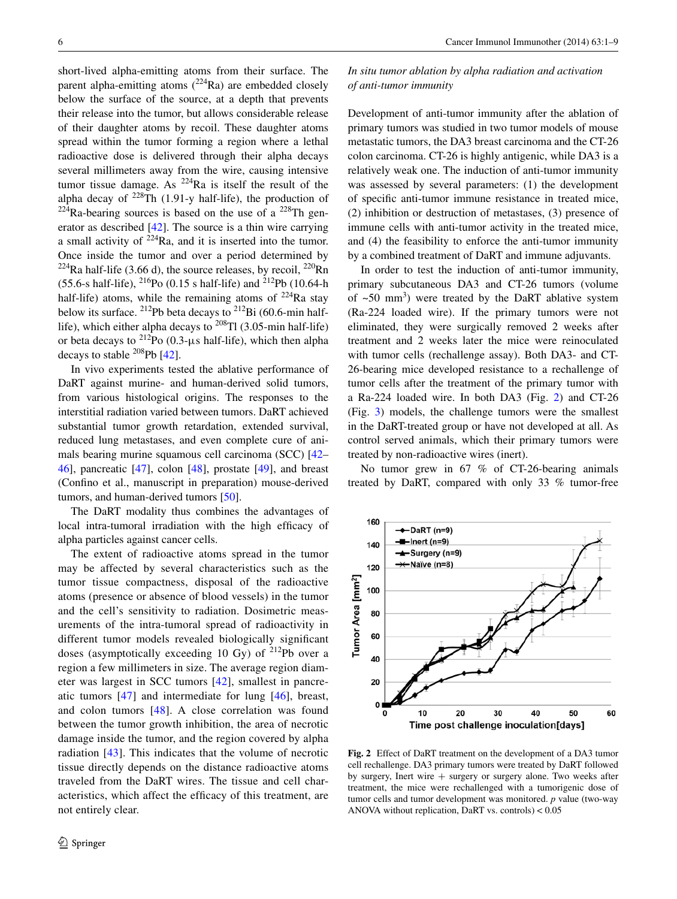short-lived alpha-emitting atoms from their surface. The parent alpha-emitting atoms ($^{224}$Ra) are embedded closely below the surface of the source, at a depth that prevents their release into the tumor, but allows considerable release of their daughter atoms by recoil. These daughter atoms spread within the tumor forming a region where a lethal radioactive dose is delivered through their alpha decays several millimeters away from the wire, causing intensive tumor tissue damage. As $^{224}$Ra is itself the result of the alpha decay of $^{228}$Th (1.91-y half-life), the production of $^{224}$Ra-bearing sources is based on the use of a $^{228}$Th generator as described [42]. The source is a thin wire carrying a small activity of $^{224}$Ra, and it is inserted into the tumor. Once inside the tumor and over a period determined by $^{224}$Ra half-life (3.66 d), the source releases, by recoil, $^{220}$Rn (55.6-s half-life), $^{216}$Po (0.15 s half-life) and $^{212}$Pb (10.64-h half-life) atoms, while the remaining atoms of $^{224}$Ra stay below its surface. $^{212}$Pb beta decays to $^{212}$Bi (60.6-min half-life), which either alpha decays to $^{208}$Tl (3.05-min half-life) or beta decays to $^{212}$Po (0.3-µs half-life), which then alpha decays to stable $^{208}$Pb [42].

In vivo experiments tested the ablative performance of DaRT against murine- and human-derived solid tumors, from various histological origins. The responses to the interstitial radiation varied between tumors. DaRT achieved substantial tumor growth retardation, extended survival, reduced lung metastases, and even complete cure of animals bearing murine squamous cell carcinoma (SCC) [42–46], pancreatic [47], colon [48], prostate [49], and breast (Confino et al., manuscript in preparation) mouse-derived tumors, and human-derived tumors [50].

The DaRT modality thus combines the advantages of local intra-tumoral irradiation with the high efficacy of alpha particles against cancer cells.

The extent of radioactive atoms spread in the tumor may be affected by several characteristics such as the tumor tissue compactness, disposal of the radioactive atoms (presence or absence of blood vessels) in the tumor and the cell's sensitivity to radiation. Dosimetric measurements of the intra-tumoral spread of radioactivity in different tumor models revealed biologically significant doses (asymptotically exceeding 10 Gy) of $^{212}$Pb over a region a few millimeters in size. The average region diameter was largest in SCC tumors [42], smallest in pancreatic tumors [47] and intermediate for lung [46], breast, and colon tumors [48]. A close correlation was found between the tumor growth inhibition, the area of necrotic damage inside the tumor, and the region covered by alpha radiation [43]. This indicates that the volume of necrotic tissue directly depends on the distance radioactive atoms traveled from the DaRT wires. The tissue and cell characteristics, which affect the efficacy of this treatment, are not entirely clear.

*In situ tumor ablation by alpha radiation and activation of anti-tumor immunity*

Development of anti-tumor immunity after the ablation of primary tumors was studied in two tumor models of mouse metastatic tumors, the DA3 breast carcinoma and the CT-26 colon carcinoma. CT-26 is highly antigenic, while DA3 is a relatively weak one. The induction of anti-tumor immunity was assessed by several parameters: (1) the development of specific anti-tumor immune resistance in treated mice, (2) inhibition or destruction of metastases, (3) presence of immune cells with anti-tumor activity in the treated mice, and (4) the feasibility to enforce the anti-tumor immunity by a combined treatment of DaRT and immune adjuvants.

In order to test the induction of anti-tumor immunity, primary subcutaneous DA3 and CT-26 tumors (volume of ~50 mm$^3$) were treated by the DaRT ablative system (Ra-224 loaded wire). If the primary tumors were not eliminated, they were surgically removed 2 weeks after treatment and 2 weeks later the mice were reinoculated with tumor cells (rechallenge assay). Both DA3- and CT-26-bearing mice developed resistance to a rechallenge of tumor cells after the treatment of the primary tumor with a Ra-224 loaded wire. In both DA3 (Fig. 2) and CT-26 (Fig. 3) models, the challenge tumors were the smallest in the DaRT-treated group or have not developed at all. As control served animals, which their primary tumors were treated by non-radioactive wires (inert).

No tumor grew in 67 % of CT-26-bearing animals treated by DaRT, compared with only 33 % tumor-free

**Fig. 2** Effect of DaRT treatment on the development of a DA3 tumor cell rechallenge. DA3 primary tumors were treated by DaRT followed by surgery, Inert wire + surgery or surgery alone. Two weeks after treatment, the mice were rechallenged with a tumorigenic dose of tumor cells and tumor development was monitored. *p* value (two-way ANOVA without replication, DaRT vs. controls) < 0.05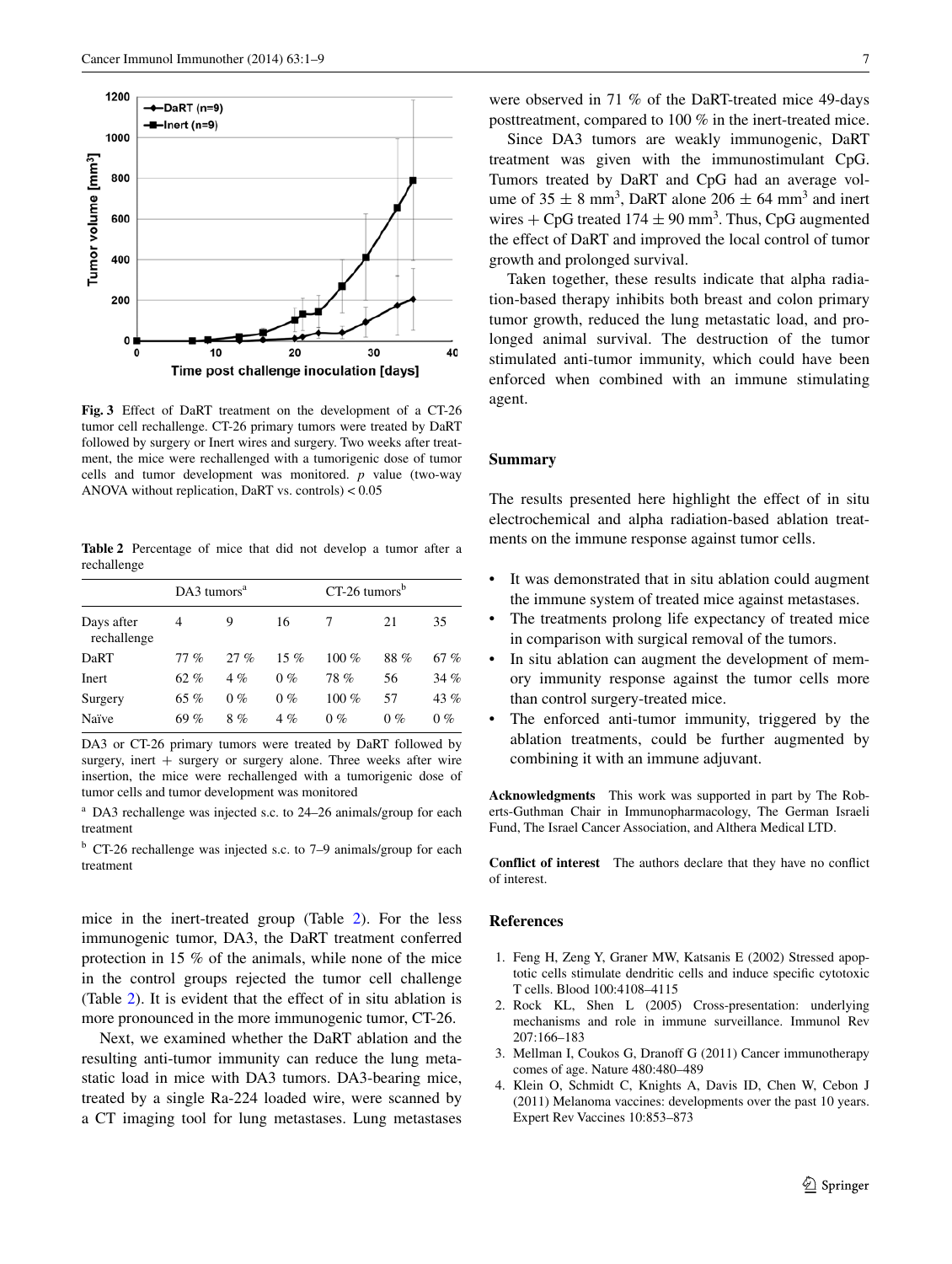Fig. 3 Effect of DaRT treatment on the development of a CT-26 tumor cell rechallenge. CT-26 primary tumors were treated by DaRT followed by surgery or Inert wires and surgery. Two weeks after treatment, the mice were rechallenged with a tumorigenic dose of tumor cells and tumor development was monitored. *p* value (two-way ANOVA without replication, DaRT vs. controls) < 0.05

**Table 2** Percentage of mice that did not develop a tumor after a rechallenge

| | DA3 tumors[a] | | | CT-26 tumors[b] | | |
|---|---|---|---|---|---|---|
| Days after rechallenge | 4 | 9 | 16 | 7 | 21 | 35 |
| DaRT | 77 % | 27 % | 15 % | 100 % | 88 % | 67 % |
| Inert | 62 % | 4 % | 0 % | 78 % | 56 | 34 % |
| Surgery | 65 % | 0 % | 0 % | 100 % | 57 | 43 % |
| Naïve | 69 % | 8 % | 4 % | 0 % | 0 % | 0 % |

DA3 or CT-26 primary tumors were treated by DaRT followed by surgery, inert + surgery or surgery alone. Three weeks after wire insertion, the mice were rechallenged with a tumorigenic dose of tumor cells and tumor development was monitored

[a] DA3 rechallenge was injected s.c. to 24–26 animals/group for each treatment

[b] CT-26 rechallenge was injected s.c. to 7–9 animals/group for each treatment

mice in the inert-treated group (Table 2). For the less immunogenic tumor, DA3, the DaRT treatment conferred protection in 15 % of the animals, while none of the mice in the control groups rejected the tumor cell challenge (Table 2). It is evident that the effect of in situ ablation is more pronounced in the more immunogenic tumor, CT-26.

Next, we examined whether the DaRT ablation and the resulting anti-tumor immunity can reduce the lung metastatic load in mice with DA3 tumors. DA3-bearing mice, treated by a single Ra-224 loaded wire, were scanned by a CT imaging tool for lung metastases. Lung metastases were observed in 71 % of the DaRT-treated mice 49-days posttreatment, compared to 100 % in the inert-treated mice.

Since DA3 tumors are weakly immunogenic, DaRT treatment was given with the immunostimulant CpG. Tumors treated by DaRT and CpG had an average volume of $35 \pm 8$ mm$^3$, DaRT alone $206 \pm 64$ mm$^3$ and inert wires + CpG treated $174 \pm 90$ mm$^3$. Thus, CpG augmented the effect of DaRT and improved the local control of tumor growth and prolonged survival.

Taken together, these results indicate that alpha radiation-based therapy inhibits both breast and colon primary tumor growth, reduced the lung metastatic load, and prolonged animal survival. The destruction of the tumor stimulated anti-tumor immunity, which could have been enforced when combined with an immune stimulating agent.

## Summary

The results presented here highlight the effect of in situ electrochemical and alpha radiation-based ablation treatments on the immune response against tumor cells.

- It was demonstrated that in situ ablation could augment the immune system of treated mice against metastases.
- The treatments prolong life expectancy of treated mice in comparison with surgical removal of the tumors.
- In situ ablation can augment the development of memory immunity response against the tumor cells more than control surgery-treated mice.
- The enforced anti-tumor immunity, triggered by the ablation treatments, could be further augmented by combining it with an immune adjuvant.

**Acknowledgments** This work was supported in part by The Roberts-Guthman Chair in Immunopharmacology, The German Israeli Fund, The Israel Cancer Association, and Althera Medical LTD.

**Conflict of interest** The authors declare that they have no conflict of interest.

## References

1. Feng H, Zeng Y, Graner MW, Katsanis E (2002) Stressed apoptotic cells stimulate dendritic cells and induce specific cytotoxic T cells. Blood 100:4108–4115
2. Rock KL, Shen L (2005) Cross-presentation: underlying mechanisms and role in immune surveillance. Immunol Rev 207:166–183
3. Mellman I, Coukos G, Dranoff G (2011) Cancer immunotherapy comes of age. Nature 480:480–489
4. Klein O, Schmidt C, Knights A, Davis ID, Chen W, Cebon J (2011) Melanoma vaccines: developments over the past 10 years. Expert Rev Vaccines 10:853–873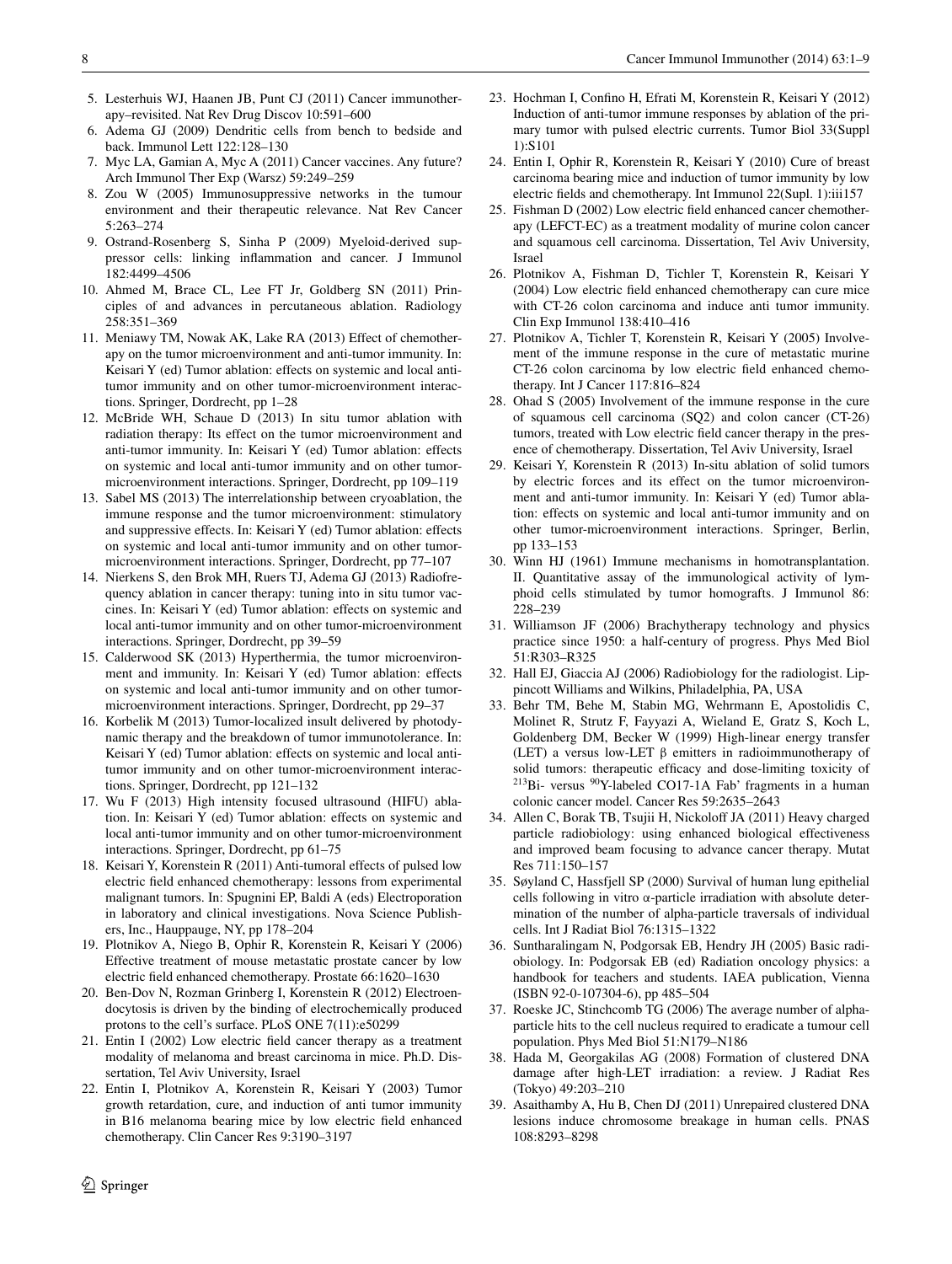5. Lesterhuis WJ, Haanen JB, Punt CJ (2011) Cancer immunotherapy–revisited. Nat Rev Drug Discov 10:591–600
6. Adema GJ (2009) Dendritic cells from bench to bedside and back. Immunol Lett 122:128–130
7. Myc LA, Gamian A, Myc A (2011) Cancer vaccines. Any future? Arch Immunol Ther Exp (Warsz) 59:249–259
8. Zou W (2005) Immunosuppressive networks in the tumour environment and their therapeutic relevance. Nat Rev Cancer 5:263–274
9. Ostrand-Rosenberg S, Sinha P (2009) Myeloid-derived suppressor cells: linking inflammation and cancer. J Immunol 182:4499–4506
10. Ahmed M, Brace CL, Lee FT Jr, Goldberg SN (2011) Principles of and advances in percutaneous ablation. Radiology 258:351–369
11. Meniawy TM, Nowak AK, Lake RA (2013) Effect of chemotherapy on the tumor microenvironment and anti-tumor immunity. In: Keisari Y (ed) Tumor ablation: effects on systemic and local anti-tumor immunity and on other tumor-microenvironment interactions. Springer, Dordrecht, pp 1–28
12. McBride WH, Schaue D (2013) In situ tumor ablation with radiation therapy: Its effect on the tumor microenvironment and anti-tumor immunity. In: Keisari Y (ed) Tumor ablation: effects on systemic and local anti-tumor immunity and on other tumor-microenvironment interactions. Springer, Dordrecht, pp 109–119
13. Sabel MS (2013) The interrelationship between cryoablation, the immune response and the tumor microenvironment: stimulatory and suppressive effects. In: Keisari Y (ed) Tumor ablation: effects on systemic and local anti-tumor immunity and on other tumor-microenvironment interactions. Springer, Dordrecht, pp 77–107
14. Nierkens S, den Brok MH, Ruers TJ, Adema GJ (2013) Radiofrequency ablation in cancer therapy: tuning into in situ tumor vaccines. In: Keisari Y (ed) Tumor ablation: effects on systemic and local anti-tumor immunity and on other tumor-microenvironment interactions. Springer, Dordrecht, pp 39–59
15. Calderwood SK (2013) Hyperthermia, the tumor microenvironment and immunity. In: Keisari Y (ed) Tumor ablation: effects on systemic and local anti-tumor immunity and on other tumor-microenvironment interactions. Springer, Dordrecht, pp 29–37
16. Korbelik M (2013) Tumor-localized insult delivered by photodynamic therapy and the breakdown of tumor immunotolerance. In: Keisari Y (ed) Tumor ablation: effects on systemic and local anti-tumor immunity and on other tumor-microenvironment interactions. Springer, Dordrecht, pp 121–132
17. Wu F (2013) High intensity focused ultrasound (HIFU) ablation. In: Keisari Y (ed) Tumor ablation: effects on systemic and local anti-tumor immunity and on other tumor-microenvironment interactions. Springer, Dordrecht, pp 61–75
18. Keisari Y, Korenstein R (2011) Anti-tumoral effects of pulsed low electric field enhanced chemotherapy: lessons from experimental malignant tumors. In: Spugnini EP, Baldi A (eds) Electroporation in laboratory and clinical investigations. Nova Science Publishers, Inc., Hauppauge, NY, pp 178–204
19. Plotnikov A, Niego B, Ophir R, Korenstein R, Keisari Y (2006) Effective treatment of mouse metastatic prostate cancer by low electric field enhanced chemotherapy. Prostate 66:1620–1630
20. Ben-Dov N, Rozman Grinberg I, Korenstein R (2012) Electroendocytosis is driven by the binding of electrochemically produced protons to the cell's surface. PLoS ONE 7(11):e50299
21. Entin I (2002) Low electric field cancer therapy as a treatment modality of melanoma and breast carcinoma in mice. Ph.D. Dissertation, Tel Aviv University, Israel
22. Entin I, Plotnikov A, Korenstein R, Keisari Y (2003) Tumor growth retardation, cure, and induction of anti tumor immunity in B16 melanoma bearing mice by low electric field enhanced chemotherapy. Clin Cancer Res 9:3190–3197
23. Hochman I, Confino H, Efrati M, Korenstein R, Keisari Y (2012) Induction of anti-tumor immune responses by ablation of the primary tumor with pulsed electric currents. Tumor Biol 33(Suppl 1):S101
24. Entin I, Ophir R, Korenstein R, Keisari Y (2010) Cure of breast carcinoma bearing mice and induction of tumor immunity by low electric fields and chemotherapy. Int Immunol 22(Supl. 1):iii157
25. Fishman D (2002) Low electric field enhanced cancer chemotherapy (LEFCT-EC) as a treatment modality of murine colon cancer and squamous cell carcinoma. Dissertation, Tel Aviv University, Israel
26. Plotnikov A, Fishman D, Tichler T, Korenstein R, Keisari Y (2004) Low electric field enhanced chemotherapy can cure mice with CT-26 colon carcinoma and induce anti tumor immunity. Clin Exp Immunol 138:410–416
27. Plotnikov A, Tichler T, Korenstein R, Keisari Y (2005) Involvement of the immune response in the cure of metastatic murine CT-26 colon carcinoma by low electric field enhanced chemotherapy. Int J Cancer 117:816–824
28. Ohad S (2005) Involvement of the immune response in the cure of squamous cell carcinoma (SQ2) and colon cancer (CT-26) tumors, treated with Low electric field cancer therapy in the presence of chemotherapy. Dissertation, Tel Aviv University, Israel
29. Keisari Y, Korenstein R (2013) In-situ ablation of solid tumors by electric forces and its effect on the tumor microenvironment and anti-tumor immunity. In: Keisari Y (ed) Tumor ablation: effects on systemic and local anti-tumor immunity and on other tumor-microenvironment interactions. Springer, Berlin, pp 133–153
30. Winn HJ (1961) Immune mechanisms in homotransplantation. II. Quantitative assay of the immunological activity of lymphoid cells stimulated by tumor homografts. J Immunol 86: 228–239
31. Williamson JF (2006) Brachytherapy technology and physics practice since 1950: a half-century of progress. Phys Med Biol 51:R303–R325
32. Hall EJ, Giaccia AJ (2006) Radiobiology for the radiologist. Lippincott Williams and Wilkins, Philadelphia, PA, USA
33. Behr TM, Behe M, Stabin MG, Wehrmann E, Apostolidis C, Molinet R, Strutz F, Fayyazi A, Wieland E, Gratz S, Koch L, Goldenberg DM, Becker W (1999) High-linear energy transfer (LET) a versus low-LET β emitters in radioimmunotherapy of solid tumors: therapeutic efficacy and dose-limiting toxicity of $^{213}$Bi- versus $^{90}$Y-labeled CO17-1A Fab' fragments in a human colonic cancer model. Cancer Res 59:2635–2643
34. Allen C, Borak TB, Tsujii H, Nickoloff JA (2011) Heavy charged particle radiobiology: using enhanced biological effectiveness and improved beam focusing to advance cancer therapy. Mutat Res 711:150–157
35. Søyland C, Hassfjell SP (2000) Survival of human lung epithelial cells following in vitro α-particle irradiation with absolute determination of the number of alpha-particle traversals of individual cells. Int J Radiat Biol 76:1315–1322
36. Suntharalingam N, Podgorsak EB, Hendry JH (2005) Basic radiobiology. In: Podgorsak EB (ed) Radiation oncology physics: a handbook for teachers and students. IAEA publication, Vienna (ISBN 92-0-107304-6), pp 485–504
37. Roeske JC, Stinchcomb TG (2006) The average number of alpha-particle hits to the cell nucleus required to eradicate a tumour cell population. Phys Med Biol 51:N179–N186
38. Hada M, Georgakilas AG (2008) Formation of clustered DNA damage after high-LET irradiation: a review. J Radiat Res (Tokyo) 49:203–210
39. Asaithamby A, Hu B, Chen DJ (2011) Unrepaired clustered DNA lesions induce chromosome breakage in human cells. PNAS 108:8293–8298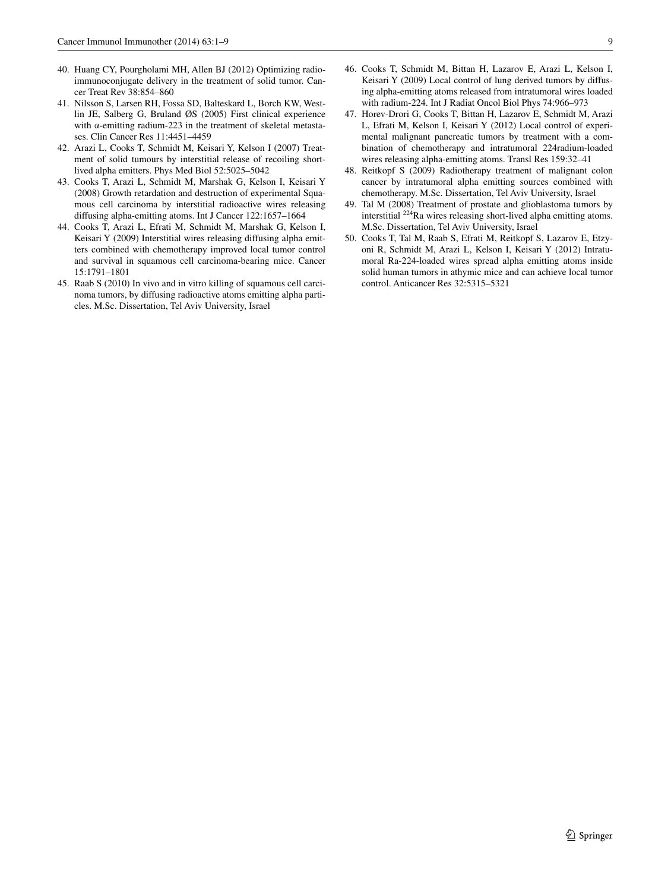40. Huang CY, Pourgholami MH, Allen BJ (2012) Optimizing radioimmunoconjugate delivery in the treatment of solid tumor. Cancer Treat Rev 38:854–860
41. Nilsson S, Larsen RH, Fossa SD, Balteskard L, Borch KW, Westlin JE, Salberg G, Bruland ØS (2005) First clinical experience with α-emitting radium-223 in the treatment of skeletal metastases. Clin Cancer Res 11:4451–4459
42. Arazi L, Cooks T, Schmidt M, Keisari Y, Kelson I (2007) Treatment of solid tumours by interstitial release of recoiling short-lived alpha emitters. Phys Med Biol 52:5025–5042
43. Cooks T, Arazi L, Schmidt M, Marshak G, Kelson I, Keisari Y (2008) Growth retardation and destruction of experimental Squamous cell carcinoma by interstitial radioactive wires releasing diffusing alpha-emitting atoms. Int J Cancer 122:1657–1664
44. Cooks T, Arazi L, Efrati M, Schmidt M, Marshak G, Kelson I, Keisari Y (2009) Interstitial wires releasing diffusing alpha emitters combined with chemotherapy improved local tumor control and survival in squamous cell carcinoma-bearing mice. Cancer 15:1791–1801
45. Raab S (2010) In vivo and in vitro killing of squamous cell carcinoma tumors, by diffusing radioactive atoms emitting alpha particles. M.Sc. Dissertation, Tel Aviv University, Israel
46. Cooks T, Schmidt M, Bittan H, Lazarov E, Arazi L, Kelson I, Keisari Y (2009) Local control of lung derived tumors by diffusing alpha-emitting atoms released from intratumoral wires loaded with radium-224. Int J Radiat Oncol Biol Phys 74:966–973
47. Horev-Drori G, Cooks T, Bittan H, Lazarov E, Schmidt M, Arazi L, Efrati M, Kelson I, Keisari Y (2012) Local control of experimental malignant pancreatic tumors by treatment with a combination of chemotherapy and intratumoral 224radium-loaded wires releasing alpha-emitting atoms. Transl Res 159:32–41
48. Reitkopf S (2009) Radiotherapy treatment of malignant colon cancer by intratumoral alpha emitting sources combined with chemotherapy. M.Sc. Dissertation, Tel Aviv University, Israel
49. Tal M (2008) Treatment of prostate and glioblastoma tumors by interstitial $^{224}$Ra wires releasing short-lived alpha emitting atoms. M.Sc. Dissertation, Tel Aviv University, Israel
50. Cooks T, Tal M, Raab S, Efrati M, Reitkopf S, Lazarov E, Etzyoni R, Schmidt M, Arazi L, Kelson I, Keisari Y (2012) Intratumoral Ra-224-loaded wires spread alpha emitting atoms inside solid human tumors in athymic mice and can achieve local tumor control. Anticancer Res 32:5315–5321